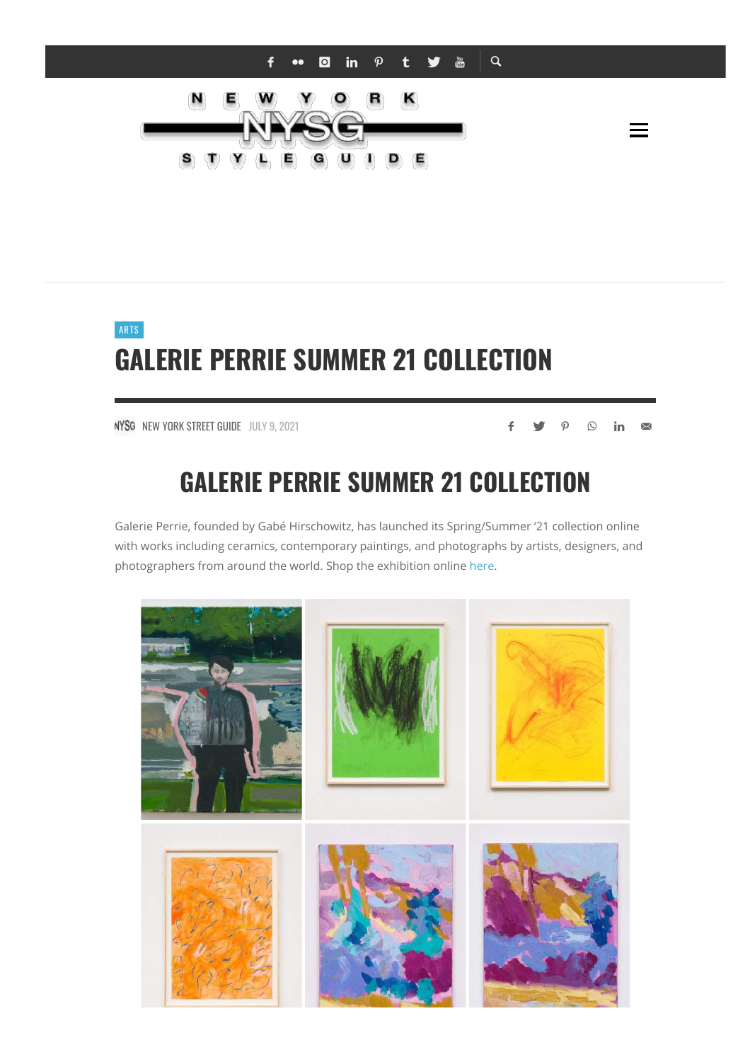ARTS

# GALERIE PERRIE SUMMER 21 COLLECTION

NEW YORK STREET GUIDE JULY 9, 2021

## GALERIE PERRIE SUMMER 21 COLLECTION

Galerie Perrie, founded by Gabé Hirschowitz, has launched its Spring/Summer '21 collection online with works including ceramics, contemporary paintings, and photographs by artists, designers, and photographers from around the world. Shop the exhibition online here.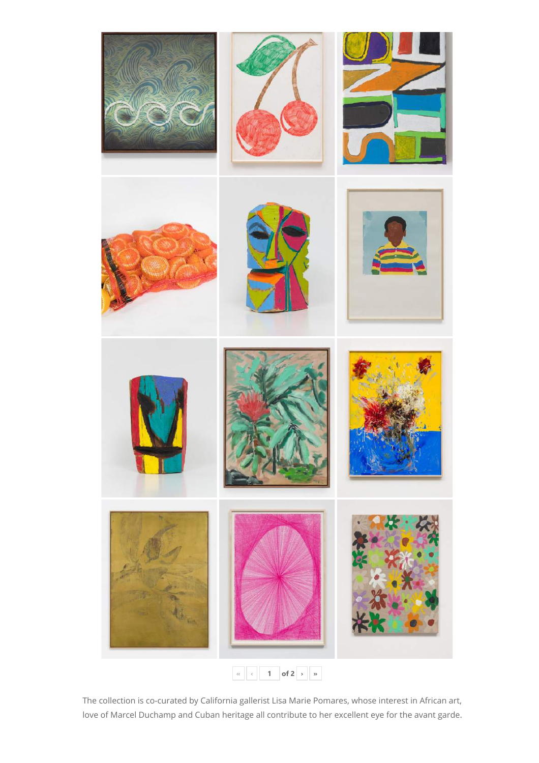The collection is co-curated by California gallerist Lisa Marie Pomares, whose interest in African art, love of Marcel Duchamp and Cuban heritage all contribute to her excellent eye for the avant garde.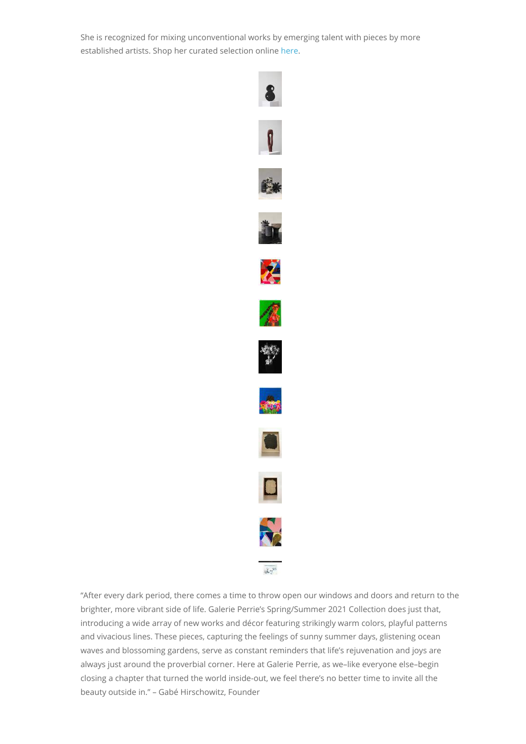She is recognized for mixing unconventional works by emerging talent with pieces by more established artists. Shop her curated selection online here.

“After every dark period, there comes a time to throw open our windows and doors and return to the brighter, more vibrant side of life. Galerie Perrie’s Spring/Summer 2021 Collection does just that, introducing a wide array of new works and décor featuring strikingly warm colors, playful patterns and vivacious lines. These pieces, capturing the feelings of sunny summer days, glistening ocean waves and blossoming gardens, serve as constant reminders that life’s rejuvenation and joys are always just around the proverbial corner. Here at Galerie Perrie, as we–like everyone else–begin closing a chapter that turned the world inside-out, we feel there’s no better time to invite all the beauty outside in.” – Gabé Hirschowitz, Founder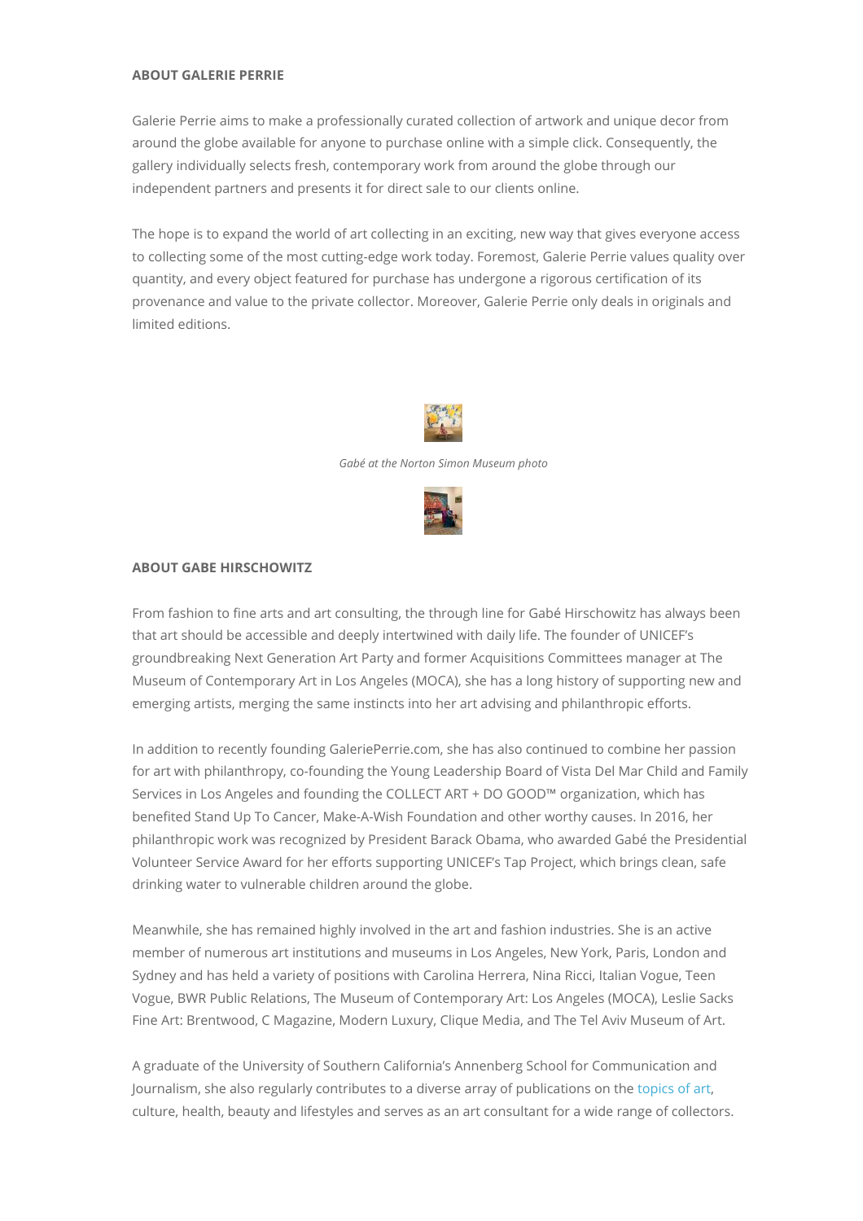**ABOUT GALERIE PERRIE**

Galerie Perrie aims to make a professionally curated collection of artwork and unique decor from around the globe available for anyone to purchase online with a simple click. Consequently, the gallery individually selects fresh, contemporary work from around the globe through our independent partners and presents it for direct sale to our clients online.

The hope is to expand the world of art collecting in an exciting, new way that gives everyone access to collecting some of the most cutting-edge work today. Foremost, Galerie Perrie values quality over quantity, and every object featured for purchase has undergone a rigorous certification of its provenance and value to the private collector. Moreover, Galerie Perrie only deals in originals and limited editions.

*Gabé at the Norton Simon Museum photo*

**ABOUT GABE HIRSCHOWITZ**

From fashion to fine arts and art consulting, the through line for Gabé Hirschowitz has always been that art should be accessible and deeply intertwined with daily life. The founder of UNICEF's groundbreaking Next Generation Art Party and former Acquisitions Committees manager at The Museum of Contemporary Art in Los Angeles (MOCA), she has a long history of supporting new and emerging artists, merging the same instincts into her art advising and philanthropic efforts.

In addition to recently founding GaleriePerrie.com, she has also continued to combine her passion for art with philanthropy, co-founding the Young Leadership Board of Vista Del Mar Child and Family Services in Los Angeles and founding the COLLECT ART + DO GOOD™ organization, which has benefited Stand Up To Cancer, Make-A-Wish Foundation and other worthy causes. In 2016, her philanthropic work was recognized by President Barack Obama, who awarded Gabé the Presidential Volunteer Service Award for her efforts supporting UNICEF's Tap Project, which brings clean, safe drinking water to vulnerable children around the globe.

Meanwhile, she has remained highly involved in the art and fashion industries. She is an active member of numerous art institutions and museums in Los Angeles, New York, Paris, London and Sydney and has held a variety of positions with Carolina Herrera, Nina Ricci, Italian Vogue, Teen Vogue, BWR Public Relations, The Museum of Contemporary Art: Los Angeles (MOCA), Leslie Sacks Fine Art: Brentwood, C Magazine, Modern Luxury, Clique Media, and The Tel Aviv Museum of Art.

A graduate of the University of Southern California's Annenberg School for Communication and Journalism, she also regularly contributes to a diverse array of publications on the topics of art, culture, health, beauty and lifestyles and serves as an art consultant for a wide range of collectors.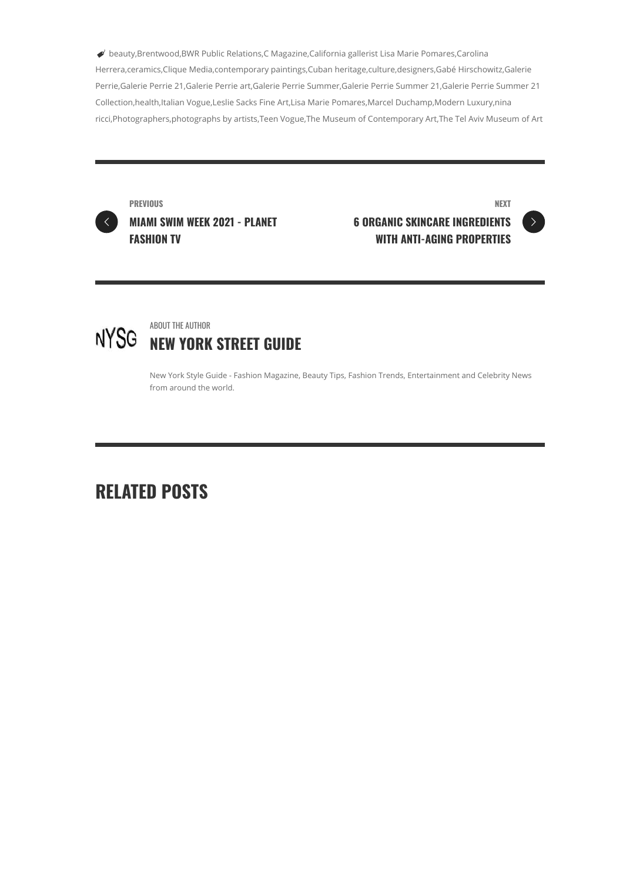beauty,Brentwood,BWR Public Relations,C Magazine,California gallerist Lisa Marie Pomares,Carolina Herrera,ceramics,Clique Media,contemporary paintings,Cuban heritage,culture,designers,Gabé Hirschowitz,Galerie Perrie,Galerie Perrie 21,Galerie Perrie art,Galerie Perrie Summer,Galerie Perrie Summer 21,Galerie Perrie Summer 21 Collection,health,Italian Vogue,Leslie Sacks Fine Art,Lisa Marie Pomares,Marcel Duchamp,Modern Luxury,nina ricci,Photographers,photographs by artists,Teen Vogue,The Museum of Contemporary Art,The Tel Aviv Museum of Art

---

PREVIOUS

**MIAMI SWIM WEEK 2021 - PLANET FASHION TV**

NEXT

**6 ORGANIC SKINCARE INGREDIENTS WITH ANTI-AGING PROPERTIES**

---

NYSG

ABOUT THE AUTHOR

## NEW YORK STREET GUIDE

New York Style Guide - Fashion Magazine, Beauty Tips, Fashion Trends, Entertainment and Celebrity News from around the world.

---

## RELATED POSTS